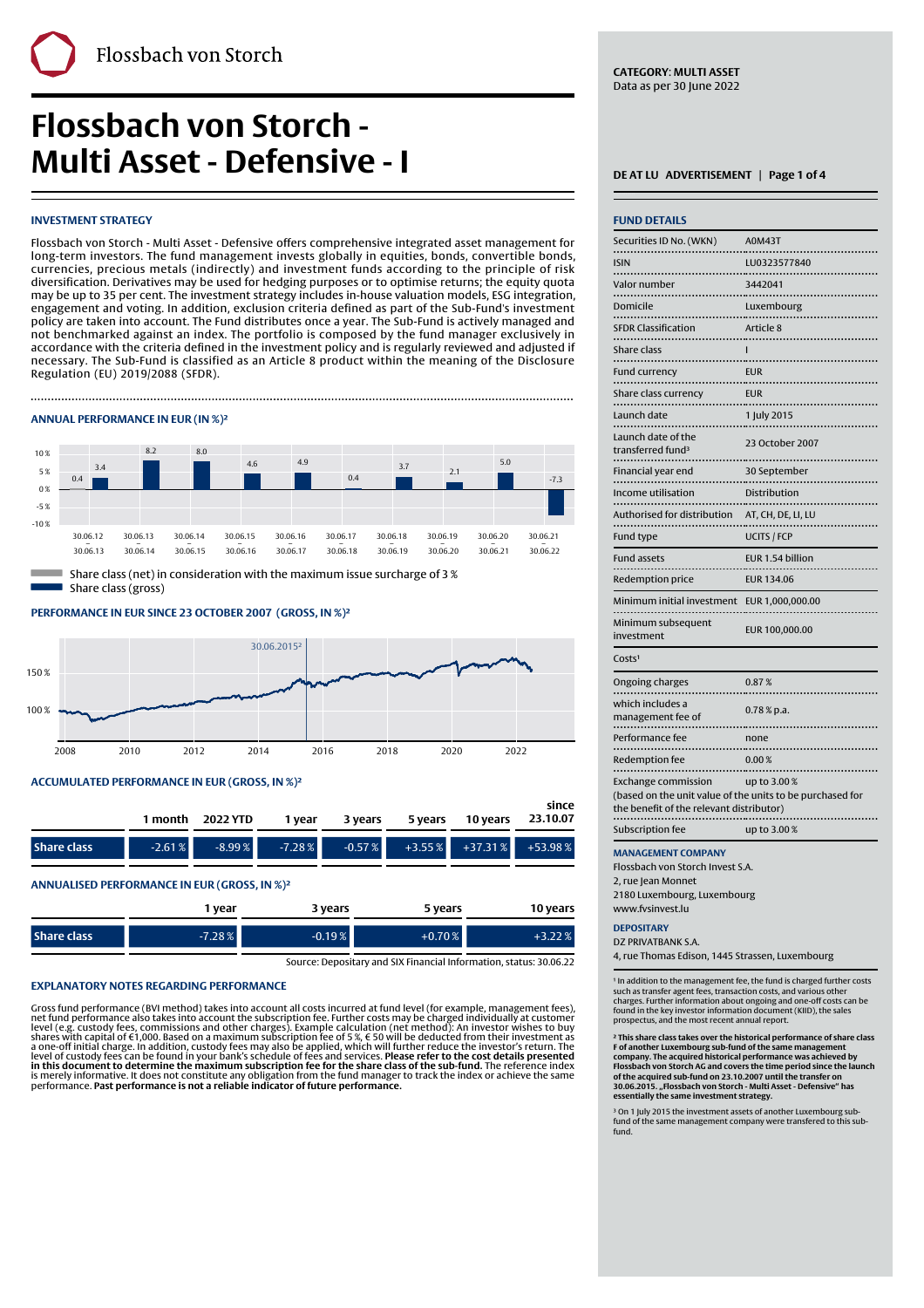# Flossbach von Storch - Multi Asset - Defensive - I

**CATEGORY: MULTI ASSET**
Data as per 30 June 2022

DE AT LU ADVERTISEMENT

## INVESTMENT STRATEGY

Flossbach von Storch - Multi Asset - Defensive offers comprehensive integrated asset management for long-term investors. The fund management invests globally in equities, bonds, convertible bonds, currencies, precious metals (indirectly) and investment funds according to the principle of risk diversification. Derivatives may be used for hedging purposes or to optimise returns; the equity quota may be up to 35 per cent. The investment strategy includes in-house valuation models, ESG integration, engagement and voting. In addition, exclusion criteria defined as part of the Sub-Fund's investment policy are taken into account. The Fund distributes once a year. The Sub-Fund is actively managed and not benchmarked against an index. The portfolio is composed by the fund manager exclusively in accordance with the criteria defined in the investment policy and is regularly reviewed and adjusted if necessary. The Sub-Fund is classified as an Article 8 product within the meaning of the Disclosure Regulation (EU) 2019/2088 (SFDR).

## ANNUAL PERFORMANCE IN EUR (IN %)[2]

| Period | Share class (net) | Share class (gross) |
|---|---|---|
| 30.06.12 – 30.06.13 | 0.4 | 3.4 |
| 30.06.13 – 30.06.14 | | 8.2 |
| 30.06.14 – 30.06.15 | | 8.0 |
| 30.06.15 – 30.06.16 | | 4.6 |
| 30.06.16 – 30.06.17 | | 4.9 |
| 30.06.17 – 30.06.18 | | 0.4 |
| 30.06.18 – 30.06.19 | | 3.7 |
| 30.06.19 – 30.06.20 | | 2.1 |
| 30.06.20 – 30.06.21 | | 5.0 |
| 30.06.21 – 30.06.22 | | -7.3 |

Share class (net) in consideration with the maximum issue surcharge of 3 %
Share class (gross)

## PERFORMANCE IN EUR SINCE 23 OCTOBER 2007 (GROSS, IN %)[2]

30.06.2015[2]

## ACCUMULATED PERFORMANCE IN EUR (GROSS, IN %)[2]

| | 1 month | 2022 YTD | 1 year | 3 years | 5 years | 10 years | since 23.10.07 |
|---|---|---|---|---|---|---|---|
| Share class | -2.61 % | -8.99 % | -7.28 % | -0.57 % | +3.55 % | +37.31 % | +53.98 % |

## ANNUALISED PERFORMANCE IN EUR (GROSS, IN %)[2]

| | 1 year | 3 years | 5 years | 10 years |
|---|---|---|---|---|
| Share class | -7.28 % | -0.19 % | +0.70 % | +3.22 % |

Source: Depositary and SIX Financial Information, status: 30.06.22

## EXPLANATORY NOTES REGARDING PERFORMANCE

Gross fund performance (BVI method) takes into account all costs incurred at fund level (for example, management fees), net fund performance also takes into account the subscription fee. Further costs may be charged individually at customer level (e.g. custody fees, commissions and other charges). Example calculation (net method): An investor wishes to buy shares with capital of €1,000. Based on a maximum subscription fee of 5 %, € 50 will be deducted from their investment as a one-off initial charge. In addition, custody fees may also be applied, which will further reduce the investor's return. The level of custody fees can be found in your bank's schedule of fees and services. **Please refer to the cost details presented in this document to determine the maximum subscription fee for the share class of the sub-fund.** The reference index is merely informative. It does not constitute any obligation from the fund manager to track the index or achieve the same performance. **Past performance is not a reliable indicator of future performance.**

## FUND DETAILS

| | |
|---|---|
| Securities ID No. (WKN) | A0M43T |
| ISIN | LU0323577840 |
| Valor number | 3442041 |
| Domicile | Luxembourg |
| SFDR Classification | Article 8 |
| Share class | I |
| Fund currency | EUR |
| Share class currency | EUR |
| Launch date | 1 July 2015 |
| Launch date of the transferred fund[3] | 23 October 2007 |
| Financial year end | 30 September |
| Income utilisation | Distribution |
| Authorised for distribution | AT, CH, DE, LI, LU |
| Fund type | UCITS / FCP |
| Fund assets | EUR 1.54 billion |
| Redemption price | EUR 134.06 |
| Minimum initial investment | EUR 1,000,000.00 |
| Minimum subsequent investment | EUR 100,000.00 |
| Costs[1] | |
| Ongoing charges | 0.87 % |
| which includes a management fee of | 0.78 % p.a. |
| Performance fee | none |
| Redemption fee | 0.00 % |
| Exchange commission (based on the unit value of the units to be purchased for the benefit of the relevant distributor) | up to 3.00 % |
| Subscription fee | up to 3.00 % |

## MANAGEMENT COMPANY

Flossbach von Storch Invest S.A.
2, rue Jean Monnet
2180 Luxembourg, Luxembourg
www.fvsinvest.lu

## DEPOSITARY

DZ PRIVATBANK S.A.
4, rue Thomas Edison, 1445 Strassen, Luxembourg

[1] In addition to the management fee, the fund is charged further costs such as transfer agent fees, transaction costs, and various other charges. Further information about ongoing and one-off costs can be found in the key investor information document (KIID), the sales prospectus, and the most recent annual report.

[2] **This share class takes over the historical performance of share class F of another Luxembourg sub-fund of the same management company. The acquired historical performance was achieved by Flossbach von Storch AG and covers the time period since the launch of the acquired sub-fund on 23.10.2007 until the transfer on 30.06.2015. „Flossbach von Storch - Multi Asset - Defensive" has essentially the same investment strategy.**

[3] On 1 July 2015 the investment assets of another Luxembourg sub-fund of the same management company were transfered to this sub-fund.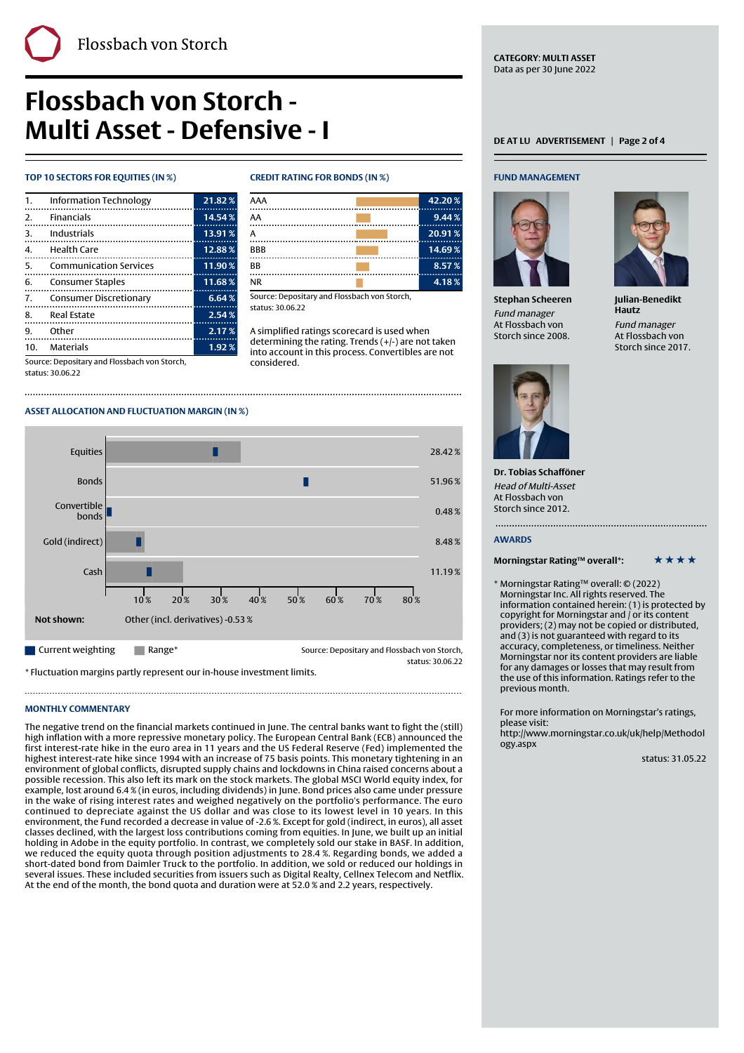# Flossbach von Storch - Multi Asset - Defensive - I

CATEGORY: MULTI ASSET
Data as per 30 June 2022

DE AT LU ADVERTISEMENT

## TOP 10 SECTORS FOR EQUITIES (IN %)

| | Sector | % |
|---|---|---|
| 1. | Information Technology | 21.82 % |
| 2. | Financials | 14.54 % |
| 3. | Industrials | 13.91 % |
| 4. | Health Care | 12.88 % |
| 5. | Communication Services | 11.90 % |
| 6. | Consumer Staples | 11.68 % |
| 7. | Consumer Discretionary | 6.64 % |
| 8. | Real Estate | 2.54 % |
| 9. | Other | 2.17 % |
| 10. | Materials | 1.92 % |

Source: Depositary and Flossbach von Storch, status: 30.06.22

## CREDIT RATING FOR BONDS (IN %)

| Rating | % |
|---|---|
| AAA | 42.20 % |
| AA | 9.44 % |
| A | 20.91 % |
| BBB | 14.69 % |
| BB | 8.57 % |
| NR | 4.18 % |

Source: Depositary and Flossbach von Storch, status: 30.06.22

A simplified ratings scorecard is used when determining the rating. Trends (+/-) are not taken into account in this process. Convertibles are not considered.

## ASSET ALLOCATION AND FLUCTUATION MARGIN (IN %)

| Asset class | Current weighting |
|---|---|
| Equities | 28.42 % |
| Bonds | 51.96 % |
| Convertible bonds | 0.48 % |
| Gold (indirect) | 8.48 % |
| Cash | 11.19 % |

**Not shown:** Other (incl. derivatives) -0.53 %

Current weighting | Range*

Source: Depositary and Flossbach von Storch, status: 30.06.22

\* Fluctuation margins partly represent our in-house investment limits.

## MONTHLY COMMENTARY

The negative trend on the financial markets continued in June. The central banks want to fight the (still) high inflation with a more repressive monetary policy. The European Central Bank (ECB) announced the first interest-rate hike in the euro area in 11 years and the US Federal Reserve (Fed) implemented the highest interest-rate hike since 1994 with an increase of 75 basis points. This monetary tightening in an environment of global conflicts, disrupted supply chains and lockdowns in China raised concerns about a possible recession. This also left its mark on the stock markets. The global MSCI World equity index, for example, lost around 6.4 % (in euros, including dividends) in June. Bond prices also came under pressure in the wake of rising interest rates and weighed negatively on the portfolio's performance. The euro continued to depreciate against the US dollar and was close to its lowest level in 10 years. In this environment, the Fund recorded a decrease in value of -2.6 %. Except for gold (indirect, in euros), all asset classes declined, with the largest loss contributions coming from equities. In June, we built up an initial holding in Adobe in the equity portfolio. In contrast, we completely sold our stake in BASF. In addition, we reduced the equity quota through position adjustments to 28.4 %. Regarding bonds, we added a short-dated bond from Daimler Truck to the portfolio. In addition, we sold or reduced our holdings in several issues. These included securities from issuers such as Digital Realty, Cellnex Telecom and Netflix. At the end of the month, the bond quota and duration were at 52.0 % and 2.2 years, respectively.

## FUND MANAGEMENT

**Stephan Scheeren**
*Fund manager*
At Flossbach von Storch since 2008.

**Julian-Benedikt Hautz**
*Fund manager*
At Flossbach von Storch since 2017.

**Dr. Tobias Schafföner**
*Head of Multi-Asset*
At Flossbach von Storch since 2012.

## AWARDS

**Morningstar Rating™ overall\*:** ★★★★

\* Morningstar Rating™ overall: © (2022) Morningstar Inc. All rights reserved. The information contained herein: (1) is protected by copyright for Morningstar and / or its content providers; (2) may not be copied or distributed, and (3) is not guaranteed with regard to its accuracy, completeness, or timeliness. Neither Morningstar nor its content providers are liable for any damages or losses that may result from the use of this information. Ratings refer to the previous month.

For more information on Morningstar's ratings, please visit: http://www.morningstar.co.uk/uk/help/Methodology.aspx

status: 31.05.22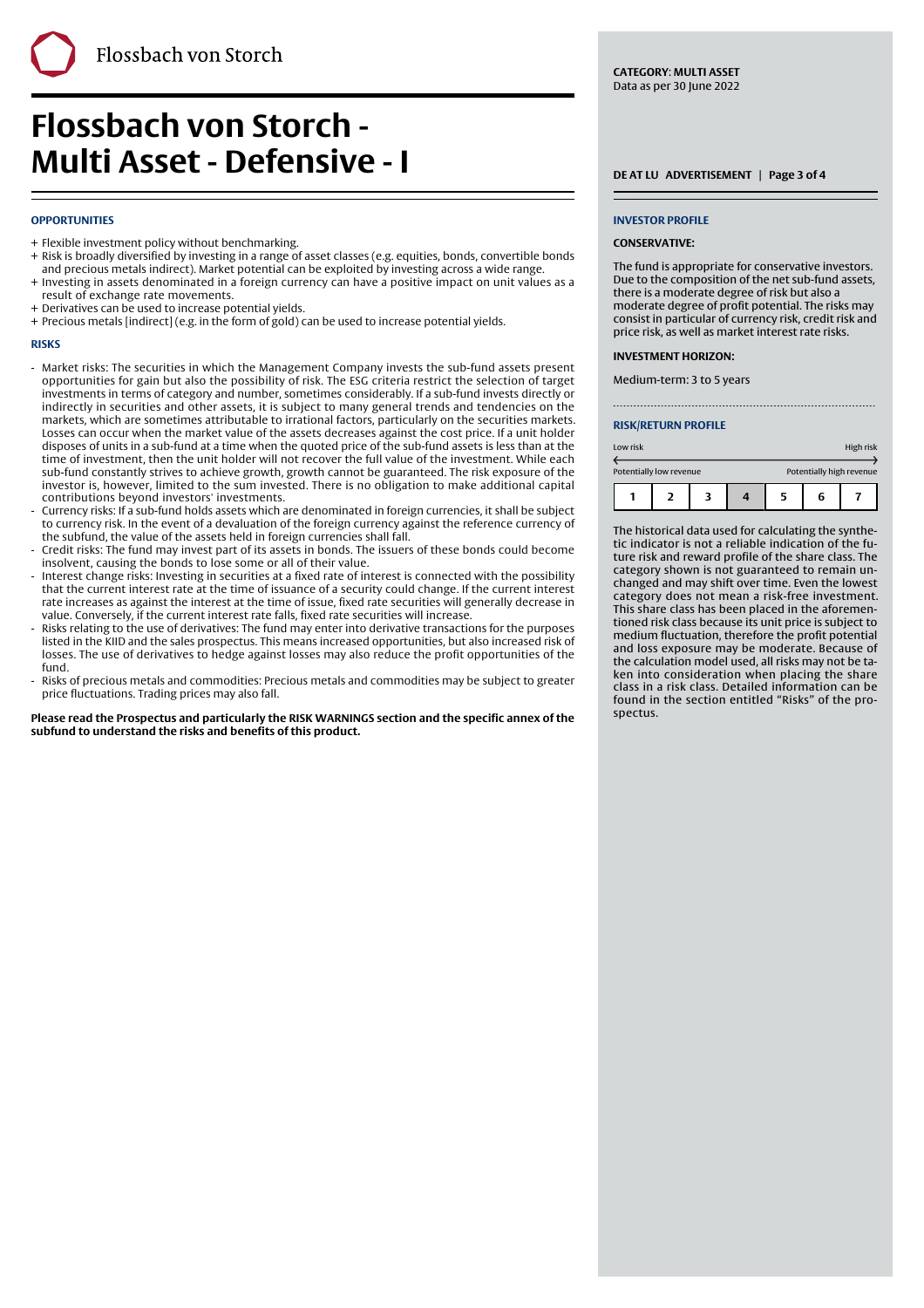# Flossbach von Storch - Multi Asset - Defensive - I

**CATEGORY: MULTI ASSET**
Data as per 30 June 2022

### OPPORTUNITIES

+ Flexible investment policy without benchmarking.
+ Risk is broadly diversified by investing in a range of asset classes (e.g. equities, bonds, convertible bonds and precious metals indirect). Market potential can be exploited by investing across a wide range.
+ Investing in assets denominated in a foreign currency can have a positive impact on unit values as a result of exchange rate movements.
+ Derivatives can be used to increase potential yields.
+ Precious metals [indirect] (e.g. in the form of gold) can be used to increase potential yields.

### RISKS

- Market risks: The securities in which the Management Company invests the sub-fund assets present opportunities for gain but also the possibility of risk. The ESG criteria restrict the selection of target investments in terms of category and number, sometimes considerably. If a sub-fund invests directly or indirectly in securities and other assets, it is subject to many general trends and tendencies on the markets, which are sometimes attributable to irrational factors, particularly on the securities markets. Losses can occur when the market value of the assets decreases against the cost price. If a unit holder disposes of units in a sub-fund at a time when the quoted price of the sub-fund assets is less than at the time of investment, then the unit holder will not recover the full value of the investment. While each sub-fund constantly strives to achieve growth, growth cannot be guaranteed. The risk exposure of the investor is, however, limited to the sum invested. There is no obligation to make additional capital contributions beyond investors' investments.
- Currency risks: If a sub-fund holds assets which are denominated in foreign currencies, it shall be subject to currency risk. In the event of a devaluation of the foreign currency against the reference currency of the subfund, the value of the assets held in foreign currencies shall fall.
- Credit risks: The fund may invest part of its assets in bonds. The issuers of these bonds could become insolvent, causing the bonds to lose some or all of their value.
- Interest change risks: Investing in securities at a fixed rate of interest is connected with the possibility that the current interest rate at the time of issuance of a security could change. If the current interest rate increases as against the interest at the time of issue, fixed rate securities will generally decrease in value. Conversely, if the current interest rate falls, fixed rate securities will increase.
- Risks relating to the use of derivatives: The fund may enter into derivative transactions for the purposes listed in the KIID and the sales prospectus. This means increased opportunities, but also increased risk of losses. The use of derivatives to hedge against losses may also reduce the profit opportunities of the fund.
- Risks of precious metals and commodities: Precious metals and commodities may be subject to greater price fluctuations. Trading prices may also fall.

**Please read the Prospectus and particularly the RISK WARNINGS section and the specific annex of the subfund to understand the risks and benefits of this product.**

### INVESTOR PROFILE

**CONSERVATIVE:**

The fund is appropriate for conservative investors. Due to the composition of the net sub-fund assets, there is a moderate degree of risk but also a moderate degree of profit potential. The risks may consist in particular of currency risk, credit risk and price risk, as well as market interest rate risks.

**INVESTMENT HORIZON:**

Medium-term: 3 to 5 years

### RISK/RETURN PROFILE

Low risk ← → High risk
Potentially low revenue ← → Potentially high revenue

| 1 | 2 | 3 | **4** | 5 | 6 | 7 |
|---|---|---|---|---|---|---|

The historical data used for calculating the synthetic indicator is not a reliable indication of the future risk and reward profile of the share class. The category shown is not guaranteed to remain unchanged and may shift over time. Even the lowest category does not mean a risk-free investment. This share class has been placed in the aforementioned risk class because its unit price is subject to medium fluctuation, therefore the profit potential and loss exposure may be moderate. Because of the calculation model used, all risks may not be taken into consideration when placing the share class in a risk class. Detailed information can be found in the section entitled "Risks" of the prospectus.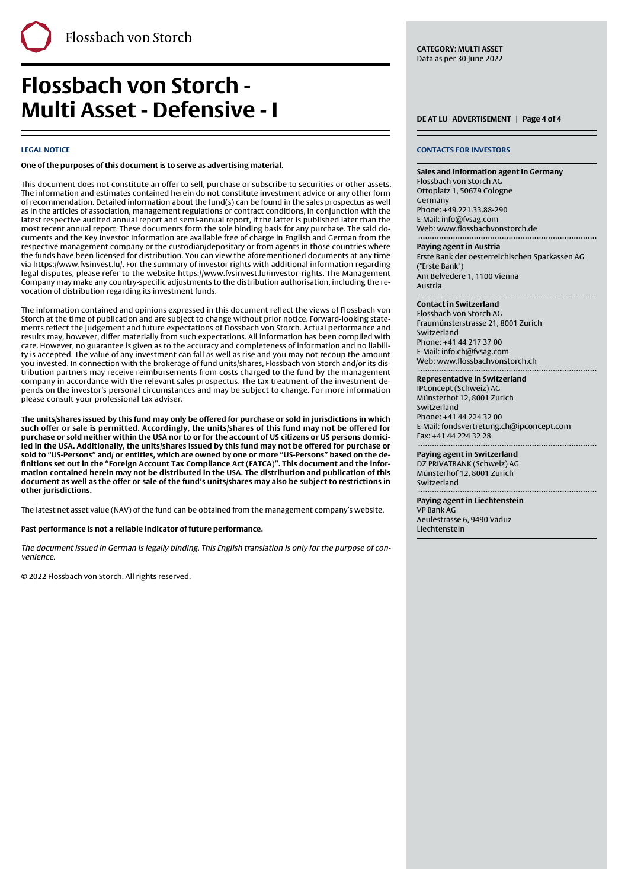Flossbach von Storch

# Flossbach von Storch - Multi Asset - Defensive - I

**CATEGORY: MULTI ASSET**
Data as per 30 June 2022

**DE AT LU ADVERTISEMENT**

## LEGAL NOTICE

**One of the purposes of this document is to serve as advertising material.**

This document does not constitute an offer to sell, purchase or subscribe to securities or other assets. The information and estimates contained herein do not constitute investment advice or any other form of recommendation. Detailed information about the fund(s) can be found in the sales prospectus as well as in the articles of association, management regulations or contract conditions, in conjunction with the latest respective audited annual report and semi-annual report, if the latter is published later than the most recent annual report. These documents form the sole binding basis for any purchase. The said documents and the Key Investor Information are available free of charge in English and German from the respective management company or the custodian/depositary or from agents in those countries where the funds have been licensed for distribution. You can view the aforementioned documents at any time via https://www.fvsinvest.lu/. For the summary of investor rights with additional information regarding legal disputes, please refer to the website https://www.fvsinvest.lu/investor-rights. The Management Company may make any country-specific adjustments to the distribution authorisation, including the revocation of distribution regarding its investment funds.

The information contained and opinions expressed in this document reflect the views of Flossbach von Storch at the time of publication and are subject to change without prior notice. Forward-looking statements reflect the judgement and future expectations of Flossbach von Storch. Actual performance and results may, however, differ materially from such expectations. All information has been compiled with care. However, no guarantee is given as to the accuracy and completeness of information and no liability is accepted. The value of any investment can fall as well as rise and you may not recoup the amount you invested. In connection with the brokerage of fund units/shares, Flossbach von Storch and/or its distribution partners may receive reimbursements from costs charged to the fund by the management company in accordance with the relevant sales prospectus. The tax treatment of the investment depends on the investor's personal circumstances and may be subject to change. For more information please consult your professional tax adviser.

**The units/shares issued by this fund may only be offered for purchase or sold in jurisdictions in which such offer or sale is permitted. Accordingly, the units/shares of this fund may not be offered for purchase or sold neither within the USA nor to or for the account of US citizens or US persons domiciled in the USA. Additionally, the units/shares issued by this fund may not be offered for purchase or sold to "US-Persons" and/ or entities, which are owned by one or more "US-Persons" based on the definitions set out in the "Foreign Account Tax Compliance Act (FATCA)". This document and the information contained herein may not be distributed in the USA. The distribution and publication of this document as well as the offer or sale of the fund's units/shares may also be subject to restrictions in other jurisdictions.**

The latest net asset value (NAV) of the fund can be obtained from the management company's website.

**Past performance is not a reliable indicator of future performance.**

*The document issued in German is legally binding. This English translation is only for the purpose of convenience.*

© 2022 Flossbach von Storch. All rights reserved.

## CONTACTS FOR INVESTORS

**Sales and information agent in Germany**
Flossbach von Storch AG
Ottoplatz 1, 50679 Cologne
Germany
Phone: +49.221.33.88-290
E-Mail: info@fvsag.com
Web: www.flossbachvonstorch.de

**Paying agent in Austria**
Erste Bank der oesterreichischen Sparkassen AG ("Erste Bank")
Am Belvedere 1, 1100 Vienna
Austria

**Contact in Switzerland**
Flossbach von Storch AG
Fraumünsterstrasse 21, 8001 Zurich
Switzerland
Phone: +41 44 217 37 00
E-Mail: info.ch@fvsag.com
Web: www.flossbachvonstorch.ch

**Representative in Switzerland**
IPConcept (Schweiz) AG
Münsterhof 12, 8001 Zurich
Switzerland
Phone: +41 44 224 32 00
E-Mail: fondsvertretung.ch@ipconcept.com
Fax: +41 44 224 32 28

**Paying agent in Switzerland**
DZ PRIVATBANK (Schweiz) AG
Münsterhof 12, 8001 Zurich
Switzerland

**Paying agent in Liechtenstein**
VP Bank AG
Aeulestrasse 6, 9490 Vaduz
Liechtenstein